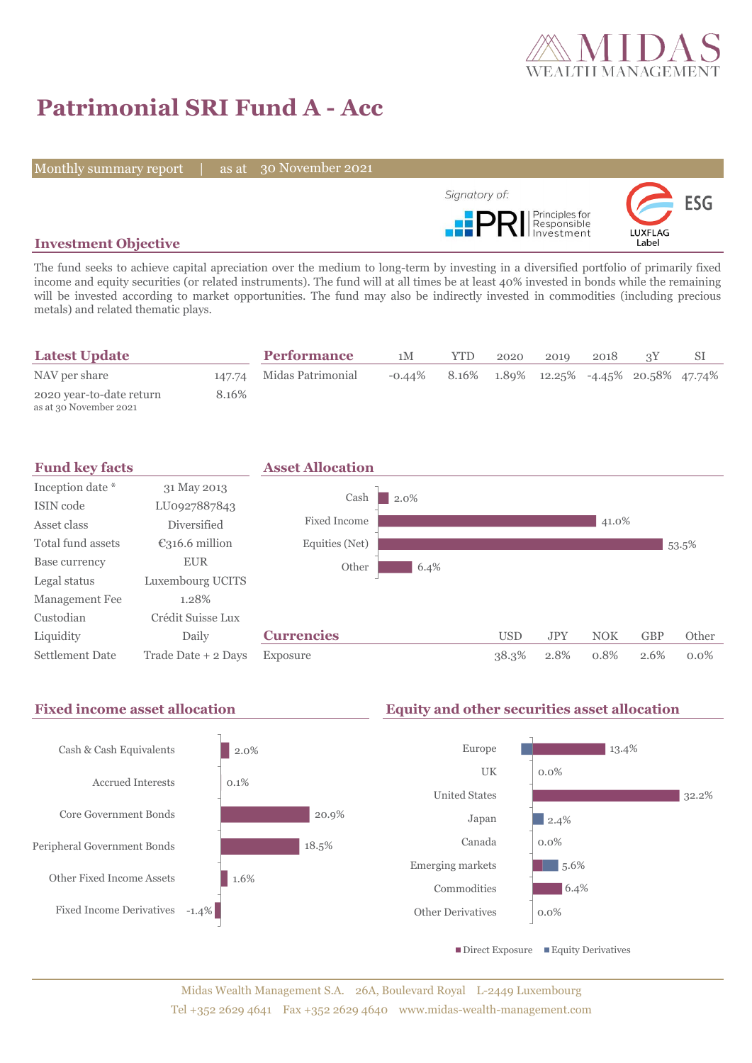# Patrimonial SRI Fund A - Acc

Monthly summary report | as at 30 November 2021

Signatory of: PRI Principles for Responsible Investment

ESG LUXFLAG Label

## Investment Objective

The fund seeks to achieve capital apreciation over the medium to long-term by investing in a diversified portfolio of primarily fixed income and equity securities (or related instruments). The fund will at all times be at least 40% invested in bonds while the remaining will be invested according to market opportunities. The fund may also be indirectly invested in commodities (including precious metals) and related thematic plays.

## Latest Update

| | |
|---|---|
| NAV per share | 147.74 |
| 2020 year-to-date return<br>as at 30 November 2021 | 8.16% |

## Performance

| | 1M | YTD | 2020 | 2019 | 2018 | 3Y | SI |
|---|---|---|---|---|---|---|---|
| Midas Patrimonial | -0.44% | 8.16% | 1.89% | 12.25% | -4.45% | 20.58% | 47.74% |

## Fund key facts

| | |
|---|---|
| Inception date * | 31 May 2013 |
| ISIN code | LU0927887843 |
| Asset class | Diversified |
| Total fund assets | €316.6 million |
| Base currency | EUR |
| Legal status | Luxembourg UCITS |
| Management Fee | 1.28% |
| Custodian | Crédit Suisse Lux |
| Liquidity | Daily |
| Settlement Date | Trade Date + 2 Days |

## Asset Allocation

| | |
|---|---|
| Cash | 2.0% |
| Fixed Income | 41.0% |
| Equities (Net) | 53.5% |
| Other | 6.4% |

## Currencies

| | USD | JPY | NOK | GBP | Other |
|---|---|---|---|---|---|
| Exposure | 38.3% | 2.8% | 0.8% | 2.6% | 0.0% |

## Fixed income asset allocation

| | |
|---|---|
| Cash & Cash Equivalents | 2.0% |
| Accrued Interests | 0.1% |
| Core Government Bonds | 20.9% |
| Peripheral Government Bonds | 18.5% |
| Other Fixed Income Assets | 1.6% |
| Fixed Income Derivatives | -1.4% |

## Equity and other securities asset allocation

| | |
|---|---|
| Europe | 13.4% |
| UK | 0.0% |
| United States | 32.2% |
| Japan | 2.4% |
| Canada | 0.0% |
| Emerging markets | 5.6% |
| Commodities | 6.4% |
| Other Derivatives | 0.0% |

■ Direct Exposure ■ Equity Derivatives

Midas Wealth Management S.A. 26A, Boulevard Royal L-2449 Luxembourg
Tel +352 2629 4641 Fax +352 2629 4640 www.midas-wealth-management.com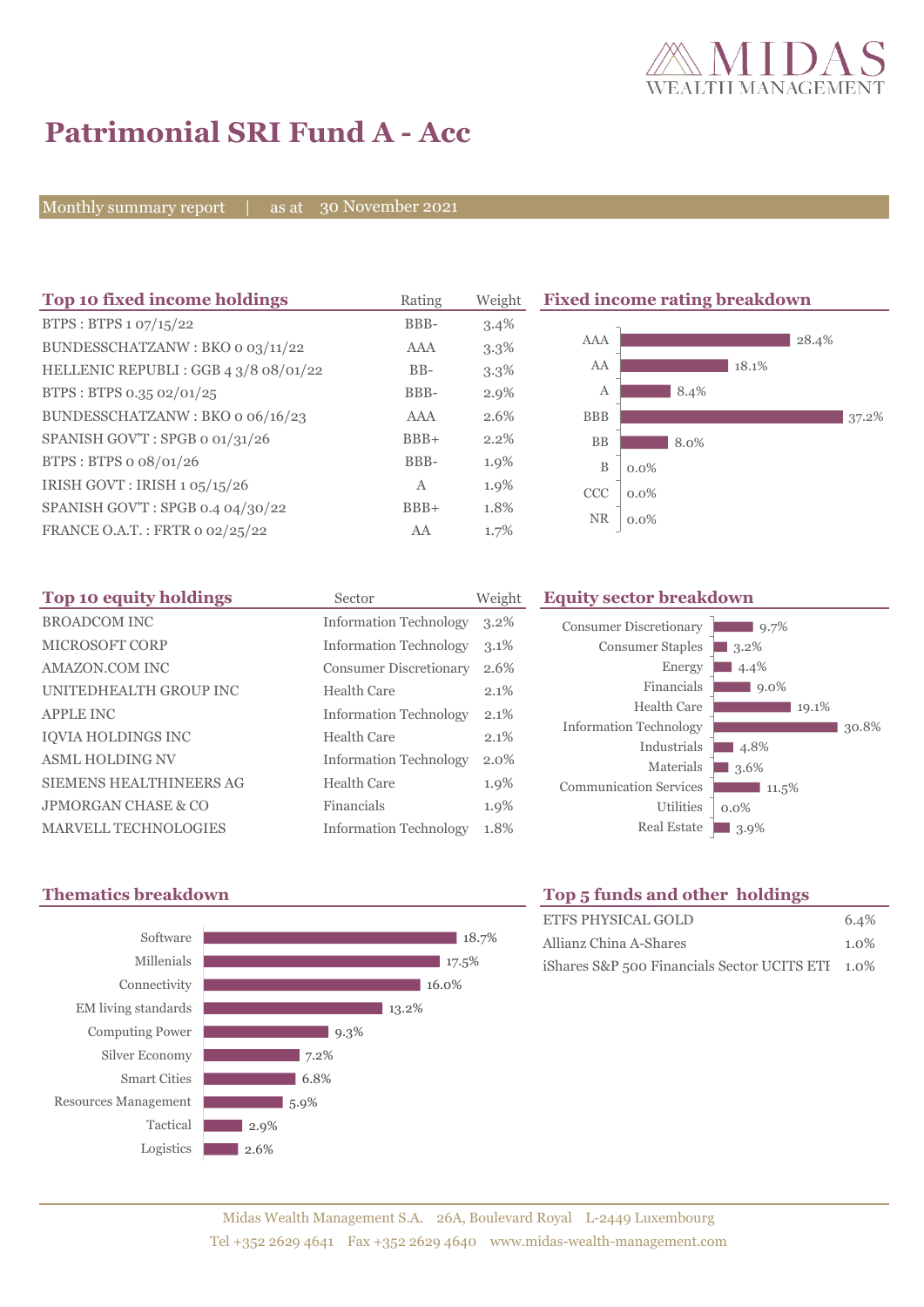# Patrimonial SRI Fund A - Acc

Monthly summary report | as at 30 November 2021

## Top 10 fixed income holdings

| Top 10 fixed income holdings | Rating | Weight |
|---|---|---|
| BTPS : BTPS 1 07/15/22 | BBB- | 3.4% |
| BUNDESSCHATZANW : BKO 0 03/11/22 | AAA | 3.3% |
| HELLENIC REPUBLI : GGB 4 3/8 08/01/22 | BB- | 3.3% |
| BTPS : BTPS 0.35 02/01/25 | BBB- | 2.9% |
| BUNDESSCHATZANW : BKO 0 06/16/23 | AAA | 2.6% |
| SPANISH GOV'T : SPGB 0 01/31/26 | BBB+ | 2.2% |
| BTPS : BTPS 0 08/01/26 | BBB- | 1.9% |
| IRISH GOVT : IRISH 1 05/15/26 | A | 1.9% |
| SPANISH GOV'T : SPGB 0.4 04/30/22 | BBB+ | 1.8% |
| FRANCE O.A.T. : FRTR 0 02/25/22 | AA | 1.7% |

## Fixed income rating breakdown

| Rating | Weight |
|---|---|
| AAA | 28.4% |
| AA | 18.1% |
| A | 8.4% |
| BBB | 37.2% |
| BB | 8.0% |
| B | 0.0% |
| CCC | 0.0% |
| NR | 0.0% |

## Top 10 equity holdings

| Top 10 equity holdings | Sector | Weight |
|---|---|---|
| BROADCOM INC | Information Technology | 3.2% |
| MICROSOFT CORP | Information Technology | 3.1% |
| AMAZON.COM INC | Consumer Discretionary | 2.6% |
| UNITEDHEALTH GROUP INC | Health Care | 2.1% |
| APPLE INC | Information Technology | 2.1% |
| IQVIA HOLDINGS INC | Health Care | 2.1% |
| ASML HOLDING NV | Information Technology | 2.0% |
| SIEMENS HEALTHINEERS AG | Health Care | 1.9% |
| JPMORGAN CHASE & CO | Financials | 1.9% |
| MARVELL TECHNOLOGIES | Information Technology | 1.8% |

## Equity sector breakdown

| Sector | Weight |
|---|---|
| Consumer Discretionary | 9.7% |
| Consumer Staples | 3.2% |
| Energy | 4.4% |
| Financials | 9.0% |
| Health Care | 19.1% |
| Information Technology | 30.8% |
| Industrials | 4.8% |
| Materials | 3.6% |
| Communication Services | 11.5% |
| Utilities | 0.0% |
| Real Estate | 3.9% |

## Thematics breakdown

| Theme | Weight |
|---|---|
| Software | 18.7% |
| Millenials | 17.5% |
| Connectivity | 16.0% |
| EM living standards | 13.2% |
| Computing Power | 9.3% |
| Silver Economy | 7.2% |
| Smart Cities | 6.8% |
| Resources Management | 5.9% |
| Tactical | 2.9% |
| Logistics | 2.6% |

## Top 5 funds and other holdings

| Holding | Weight |
|---|---|
| ETFS PHYSICAL GOLD | 6.4% |
| Allianz China A-Shares | 1.0% |
| iShares S&P 500 Financials Sector UCITS ETF | 1.0% |

Midas Wealth Management S.A. 26A, Boulevard Royal L-2449 Luxembourg
Tel +352 2629 4641 Fax +352 2629 4640 www.midas-wealth-management.com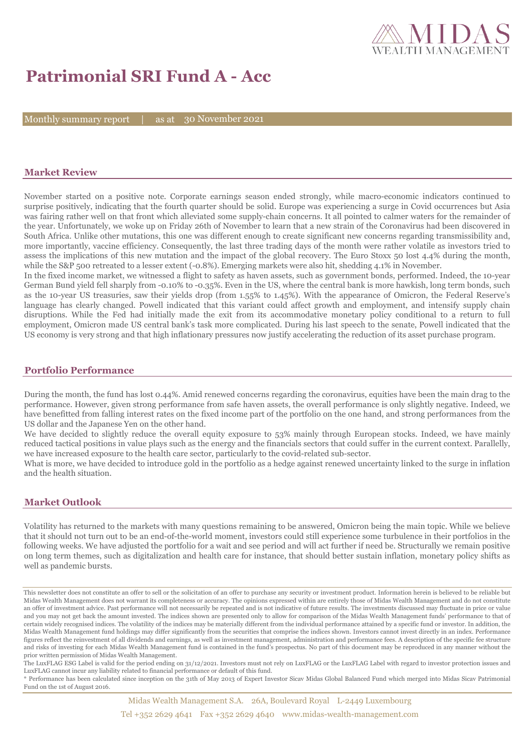# Patrimonial SRI Fund A - Acc

Monthly summary report | as at 30 November 2021

## Market Review

November started on a positive note. Corporate earnings season ended strongly, while macro-economic indicators continued to surprise positively, indicating that the fourth quarter should be solid. Europe was experiencing a surge in Covid occurrences but Asia was fairing rather well on that front which alleviated some supply-chain concerns. It all pointed to calmer waters for the remainder of the year. Unfortunately, we woke up on Friday 26th of November to learn that a new strain of the Coronavirus had been discovered in South Africa. Unlike other mutations, this one was different enough to create significant new concerns regarding transmissibility and, more importantly, vaccine efficiency. Consequently, the last three trading days of the month were rather volatile as investors tried to assess the implications of this new mutation and the impact of the global recovery. The Euro Stoxx 50 lost 4.4% during the month, while the S&P 500 retreated to a lesser extent (-0.8%). Emerging markets were also hit, shedding 4.1% in November.

In the fixed income market, we witnessed a flight to safety as haven assets, such as government bonds, performed. Indeed, the 10-year German Bund yield fell sharply from -0.10% to -0.35%. Even in the US, where the central bank is more hawkish, long term bonds, such as the 10-year US treasuries, saw their yields drop (from 1.55% to 1.45%). With the appearance of Omicron, the Federal Reserve's language has clearly changed. Powell indicated that this variant could affect growth and employment, and intensify supply chain disruptions. While the Fed had initially made the exit from its accommodative monetary policy conditional to a return to full employment, Omicron made US central bank's task more complicated. During his last speech to the senate, Powell indicated that the US economy is very strong and that high inflationary pressures now justify accelerating the reduction of its asset purchase program.

## Portfolio Performance

During the month, the fund has lost 0.44%. Amid renewed concerns regarding the coronavirus, equities have been the main drag to the performance. However, given strong performance from safe haven assets, the overall performance is only slightly negative. Indeed, we have benefitted from falling interest rates on the fixed income part of the portfolio on the one hand, and strong performances from the US dollar and the Japanese Yen on the other hand.

We have decided to slightly reduce the overall equity exposure to 53% mainly through European stocks. Indeed, we have mainly reduced tactical positions in value plays such as the energy and the financials sectors that could suffer in the current context. Parallelly, we have increased exposure to the health care sector, particularly to the covid-related sub-sector.

What is more, we have decided to introduce gold in the portfolio as a hedge against renewed uncertainty linked to the surge in inflation and the health situation.

## Market Outlook

Volatility has returned to the markets with many questions remaining to be answered, Omicron being the main topic. While we believe that it should not turn out to be an end-of-the-world moment, investors could still experience some turbulence in their portfolios in the following weeks. We have adjusted the portfolio for a wait and see period and will act further if need be. Structurally we remain positive on long term themes, such as digitalization and health care for instance, that should better sustain inflation, monetary policy shifts as well as pandemic bursts.

---

This newsletter does not constitute an offer to sell or the solicitation of an offer to purchase any security or investment product. Information herein is believed to be reliable but Midas Wealth Management does not warrant its completeness or accuracy. The opinions expressed within are entirely those of Midas Wealth Management and do not constitute an offer of investment advice. Past performance will not necessarily be repeated and is not indicative of future results. The investments discussed may fluctuate in price or value and you may not get back the amount invested. The indices shown are presented only to allow for comparison of the Midas Wealth Management funds' performance to that of certain widely recognised indices. The volatility of the indices may be materially different from the individual performance attained by a specific fund or investor. In addition, the Midas Wealth Management fund holdings may differ significantly from the securities that comprise the indices shown. Investors cannot invest directly in an index. Performance figures reflect the reinvestment of all dividends and earnings, as well as investment management, administration and performance fees. A description of the specific fee structure and risks of investing for each Midas Wealth Management fund is contained in the fund's prospectus. No part of this document may be reproduced in any manner without the prior written permission of Midas Wealth Management.

The LuxFLAG ESG Label is valid for the period ending on 31/12/2021. Investors must not rely on LuxFLAG or the LuxFLAG Label with regard to investor protection issues and LuxFLAG cannot incur any liability related to financial performance or default of this fund.

* Performance has been calculated since inception on the 31th of May 2013 of Expert Investor Sicav Midas Global Balanced Fund which merged into Midas Sicav Patrimonial Fund on the 1st of August 2016.

Midas Wealth Management S.A. 26A, Boulevard Royal L-2449 Luxembourg

Tel +352 2629 4641 Fax +352 2629 4640 www.midas-wealth-management.com